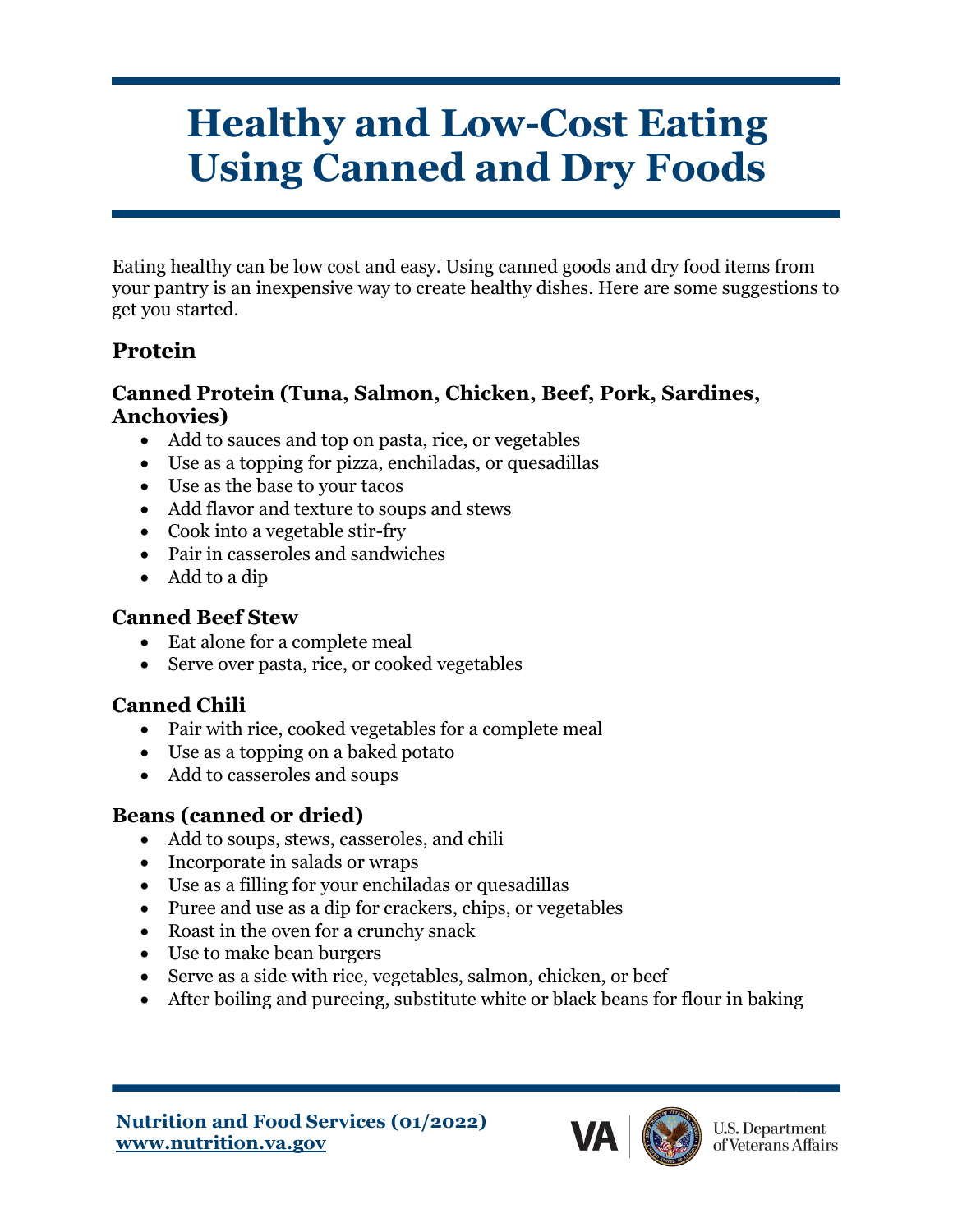# Healthy and Low-Cost Eating Using Canned and Dry Foods

Eating healthy can be low cost and easy. Using canned goods and dry food items from your pantry is an inexpensive way to create healthy dishes. Here are some suggestions to get you started.

## Protein

### Canned Protein (Tuna, Salmon, Chicken, Beef, Pork, Sardines, Anchovies)

- Add to sauces and top on pasta, rice, or vegetables
- Use as a topping for pizza, enchiladas, or quesadillas
- Use as the base to your tacos
- Add flavor and texture to soups and stews
- Cook into a vegetable stir-fry
- Pair in casseroles and sandwiches
- Add to a dip

### Canned Beef Stew

- Eat alone for a complete meal
- Serve over pasta, rice, or cooked vegetables

### Canned Chili

- Pair with rice, cooked vegetables for a complete meal
- Use as a topping on a baked potato
- Add to casseroles and soups

### Beans (canned or dried)

- Add to soups, stews, casseroles, and chili
- Incorporate in salads or wraps
- Use as a filling for your enchiladas or quesadillas
- Puree and use as a dip for crackers, chips, or vegetables
- Roast in the oven for a crunchy snack
- Use to make bean burgers
- Serve as a side with rice, vegetables, salmon, chicken, or beef
- After boiling and pureeing, substitute white or black beans for flour in baking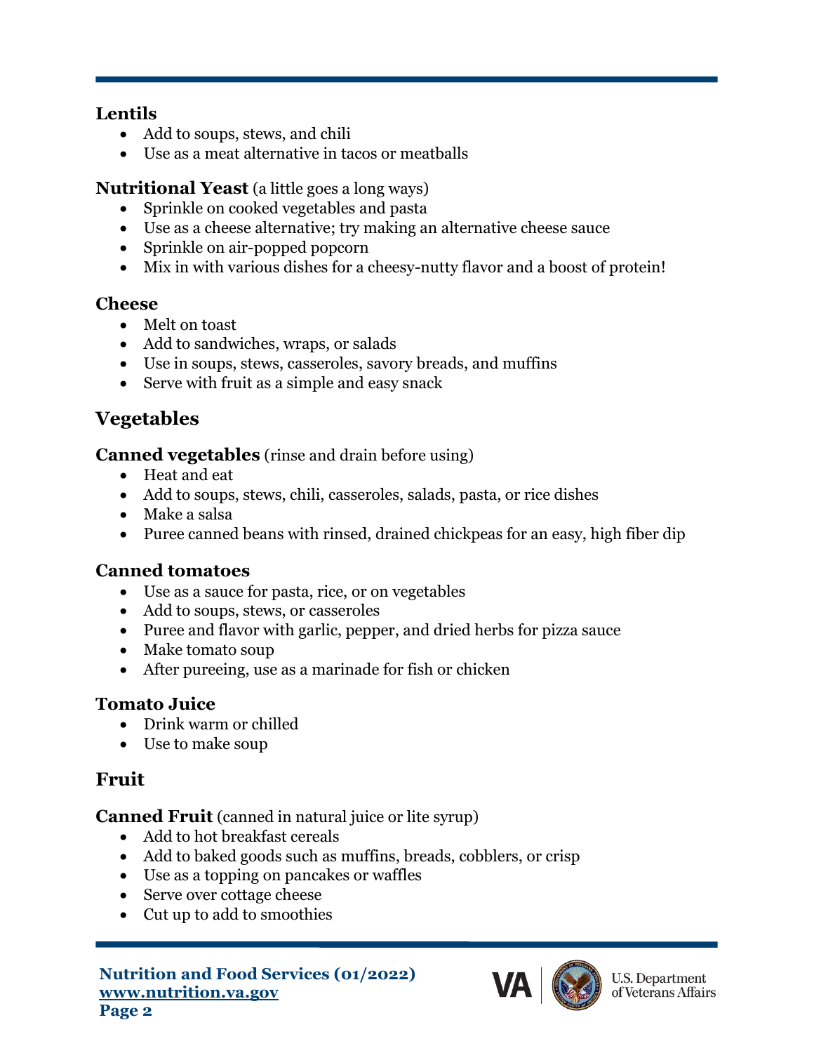### Lentils

- Add to soups, stews, and chili
- Use as a meat alternative in tacos or meatballs

### Nutritional Yeast (a little goes a long ways)

- Sprinkle on cooked vegetables and pasta
- Use as a cheese alternative; try making an alternative cheese sauce
- Sprinkle on air-popped popcorn
- Mix in with various dishes for a cheesy-nutty flavor and a boost of protein!

### Cheese

- Melt on toast
- Add to sandwiches, wraps, or salads
- Use in soups, stews, casseroles, savory breads, and muffins
- Serve with fruit as a simple and easy snack

## Vegetables

### Canned vegetables (rinse and drain before using)

- Heat and eat
- Add to soups, stews, chili, casseroles, salads, pasta, or rice dishes
- Make a salsa
- Puree canned beans with rinsed, drained chickpeas for an easy, high fiber dip

### Canned tomatoes

- Use as a sauce for pasta, rice, or on vegetables
- Add to soups, stews, or casseroles
- Puree and flavor with garlic, pepper, and dried herbs for pizza sauce
- Make tomato soup
- After pureeing, use as a marinade for fish or chicken

### Tomato Juice

- Drink warm or chilled
- Use to make soup

## Fruit

### Canned Fruit (canned in natural juice or lite syrup)

- Add to hot breakfast cereals
- Add to baked goods such as muffins, breads, cobblers, or crisp
- Use as a topping on pancakes or waffles
- Serve over cottage cheese
- Cut up to add to smoothies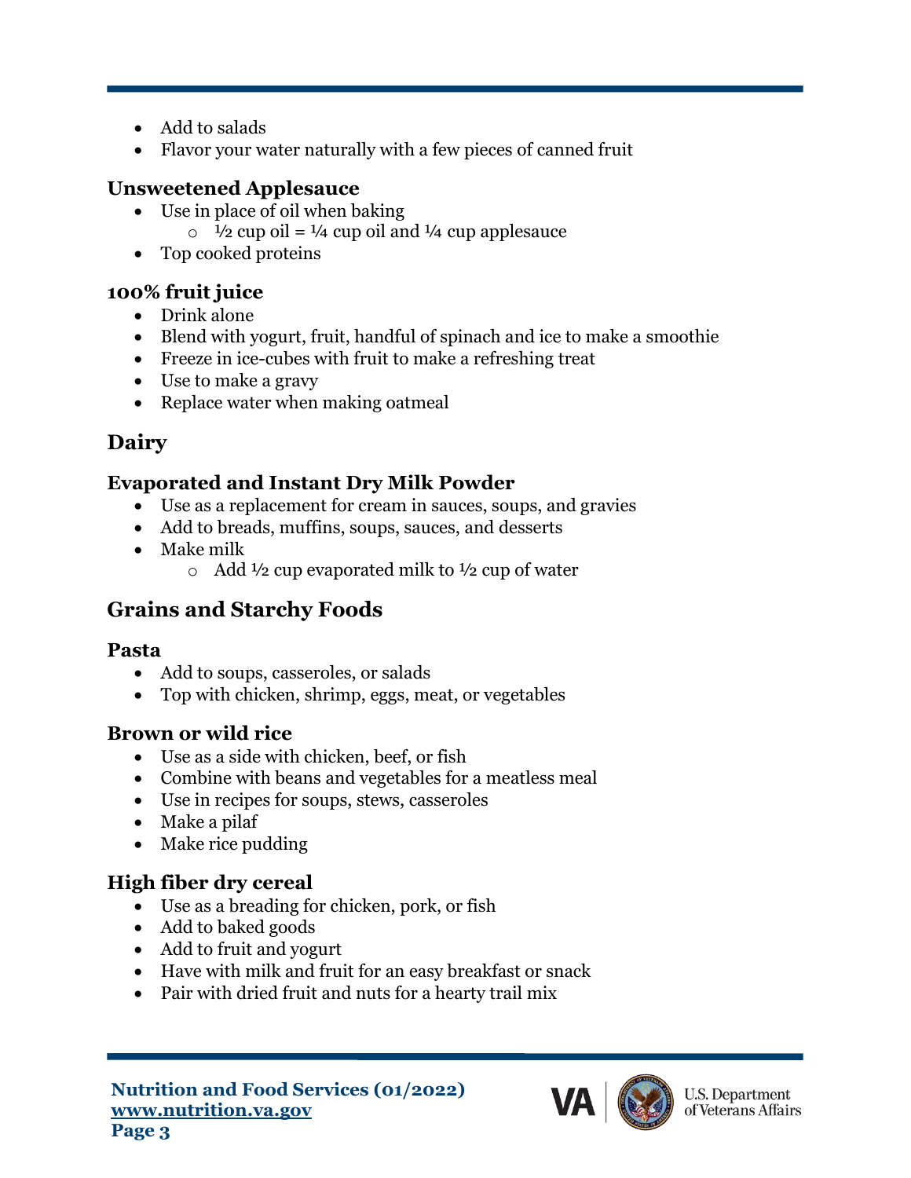- Add to salads
- Flavor your water naturally with a few pieces of canned fruit

### Unsweetened Applesauce

- Use in place of oil when baking
  - ½ cup oil = ¼ cup oil and ¼ cup applesauce
- Top cooked proteins

### 100% fruit juice

- Drink alone
- Blend with yogurt, fruit, handful of spinach and ice to make a smoothie
- Freeze in ice-cubes with fruit to make a refreshing treat
- Use to make a gravy
- Replace water when making oatmeal

## Dairy

### Evaporated and Instant Dry Milk Powder

- Use as a replacement for cream in sauces, soups, and gravies
- Add to breads, muffins, soups, sauces, and desserts
- Make milk
  - Add ½ cup evaporated milk to ½ cup of water

## Grains and Starchy Foods

### Pasta

- Add to soups, casseroles, or salads
- Top with chicken, shrimp, eggs, meat, or vegetables

### Brown or wild rice

- Use as a side with chicken, beef, or fish
- Combine with beans and vegetables for a meatless meal
- Use in recipes for soups, stews, casseroles
- Make a pilaf
- Make rice pudding

### High fiber dry cereal

- Use as a breading for chicken, pork, or fish
- Add to baked goods
- Add to fruit and yogurt
- Have with milk and fruit for an easy breakfast or snack
- Pair with dried fruit and nuts for a hearty trail mix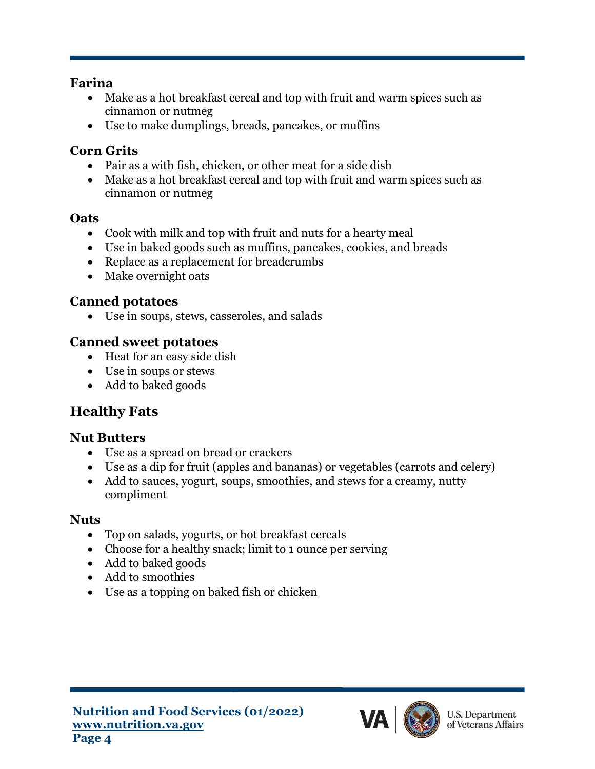### Farina

- Make as a hot breakfast cereal and top with fruit and warm spices such as cinnamon or nutmeg
- Use to make dumplings, breads, pancakes, or muffins

### Corn Grits

- Pair as a with fish, chicken, or other meat for a side dish
- Make as a hot breakfast cereal and top with fruit and warm spices such as cinnamon or nutmeg

### Oats

- Cook with milk and top with fruit and nuts for a hearty meal
- Use in baked goods such as muffins, pancakes, cookies, and breads
- Replace as a replacement for breadcrumbs
- Make overnight oats

### Canned potatoes

- Use in soups, stews, casseroles, and salads

### Canned sweet potatoes

- Heat for an easy side dish
- Use in soups or stews
- Add to baked goods

## Healthy Fats

### Nut Butters

- Use as a spread on bread or crackers
- Use as a dip for fruit (apples and bananas) or vegetables (carrots and celery)
- Add to sauces, yogurt, soups, smoothies, and stews for a creamy, nutty compliment

### Nuts

- Top on salads, yogurts, or hot breakfast cereals
- Choose for a healthy snack; limit to 1 ounce per serving
- Add to baked goods
- Add to smoothies
- Use as a topping on baked fish or chicken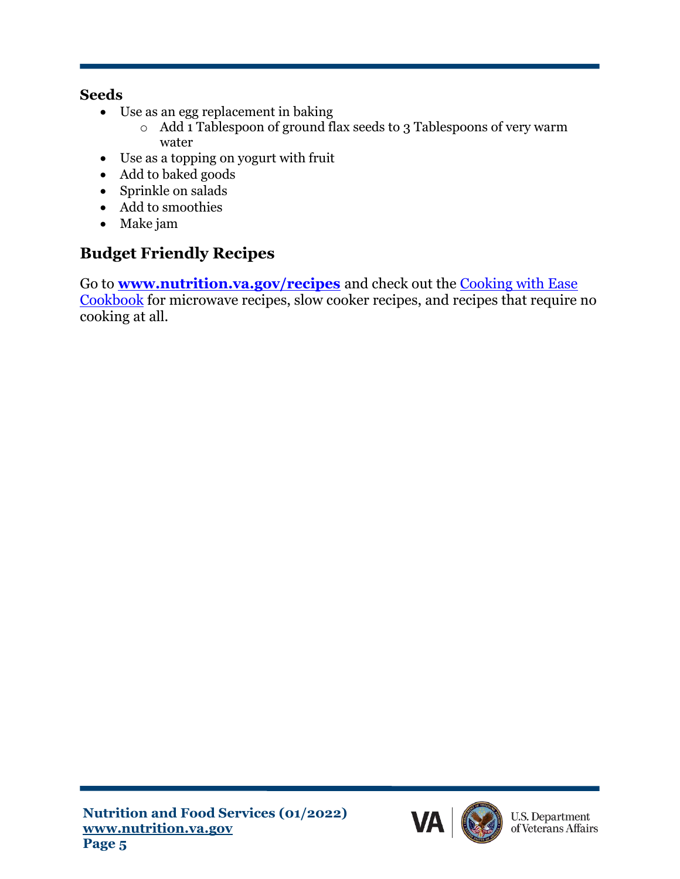### Seeds

- Use as an egg replacement in baking
  - Add 1 Tablespoon of ground flax seeds to 3 Tablespoons of very warm water
- Use as a topping on yogurt with fruit
- Add to baked goods
- Sprinkle on salads
- Add to smoothies
- Make jam

## Budget Friendly Recipes

Go to **www.nutrition.va.gov/recipes** and check out the Cooking with Ease Cookbook for microwave recipes, slow cooker recipes, and recipes that require no cooking at all.